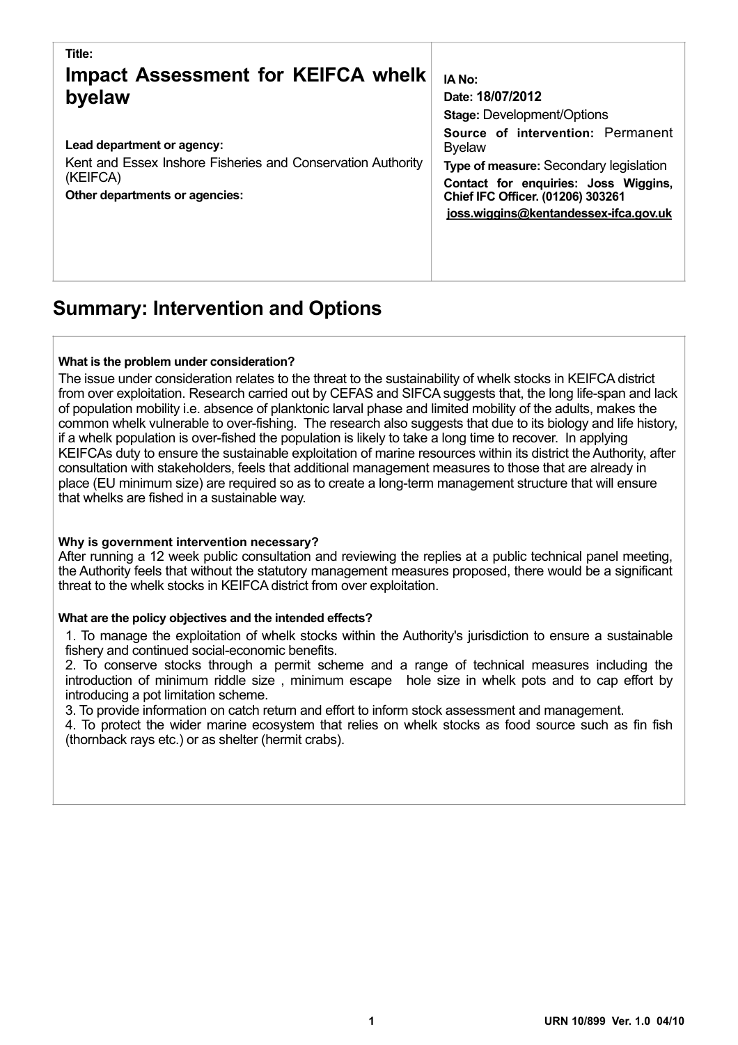**Title:**

# Impact Assessment for KEIFCA whelk byelaw

**Lead department or agency:**

Kent and Essex Inshore Fisheries and Conservation Authority (KEIFCA)

**Other departments or agencies:**

**IA No:**

**Date: 18/07/2012**

**Stage:** Development/Options

**Source of intervention:** Permanent Byelaw

**Type of measure:** Secondary legislation

**Contact for enquiries: Joss Wiggins, Chief IFC Officer. (01206) 303261**

**joss.wiggins@kentandessex-ifca.gov.uk**

## Summary: Intervention and Options

**What is the problem under consideration?**

The issue under consideration relates to the threat to the sustainability of whelk stocks in KEIFCA district from over exploitation. Research carried out by CEFAS and SIFCA suggests that, the long life-span and lack of population mobility i.e. absence of planktonic larval phase and limited mobility of the adults, makes the common whelk vulnerable to over-fishing. The research also suggests that due to its biology and life history, if a whelk population is over-fished the population is likely to take a long time to recover. In applying KEIFCAs duty to ensure the sustainable exploitation of marine resources within its district the Authority, after consultation with stakeholders, feels that additional management measures to those that are already in place (EU minimum size) are required so as to create a long-term management structure that will ensure that whelks are fished in a sustainable way.

**Why is government intervention necessary?**

After running a 12 week public consultation and reviewing the replies at a public technical panel meeting, the Authority feels that without the statutory management measures proposed, there would be a significant threat to the whelk stocks in KEIFCA district from over exploitation.

**What are the policy objectives and the intended effects?**

1. To manage the exploitation of whelk stocks within the Authority's jurisdiction to ensure a sustainable fishery and continued social-economic benefits.
2. To conserve stocks through a permit scheme and a range of technical measures including the introduction of minimum riddle size , minimum escape hole size in whelk pots and to cap effort by introducing a pot limitation scheme.
3. To provide information on catch return and effort to inform stock assessment and management.
4. To protect the wider marine ecosystem that relies on whelk stocks as food source such as fin fish (thornback rays etc.) or as shelter (hermit crabs).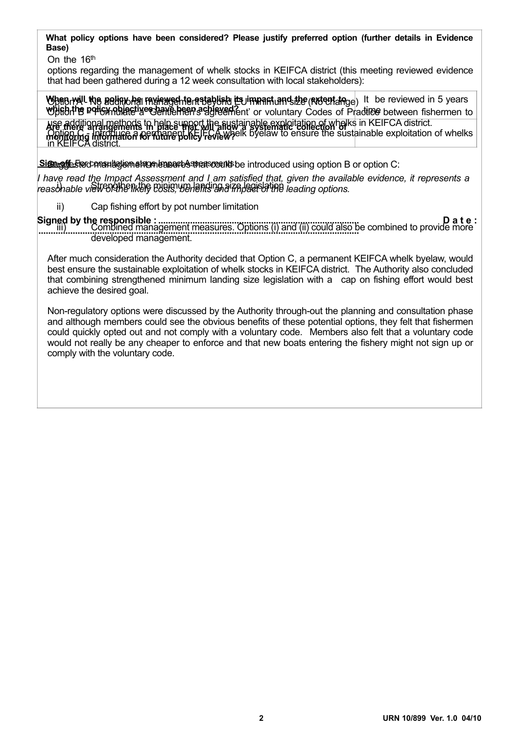**What policy options have been considered? Please justify preferred option (further details in Evidence Base)**

On the 16th

options regarding the management of whelk stocks in KEIFCA district (this meeting reviewed evidence that had been gathered during a 12 week consultation with local stakeholders):

Option A - No additional management beyond EU minimum size (No change)

Option B - Formulate a 'Gentlemen's agreement' or voluntary Codes of Practice between fishermen to use additional methods to help support the sustainable exploitation of whelks in KEIFCA district.

Option C - Introduce a permanent KEIFCA whelk byelaw to ensure the sustainable exploitation of whelks in KEIFCA district.

Suggested management measures that could be introduced using option B or option C:

i) Strengthen the minimum landing size legislation

ii) Cap fishing effort by pot number limitation

iii) Combined management measures. Options (i) and (ii) could also be combined to provide more developed management.

After much consideration the Authority decided that Option C, a permanent KEIFCA whelk byelaw, would best ensure the sustainable exploitation of whelk stocks in KEIFCA district. The Authority also concluded that combining strengthened minimum landing size legislation with a cap on fishing effort would best achieve the desired goal.

Non-regulatory options were discussed by the Authority through-out the planning and consultation phase and although members could see the obvious benefits of these potential options, they felt that fishermen could quickly opted out and not comply with a voluntary code. Members also felt that a voluntary code would not really be any cheaper to enforce and that new boats entering the fishery might not sign up or comply with the voluntary code.

| **When will the policy be reviewed to establish its impact and the extent to which the policy objectives have been achieved?** | It be reviewed in 5 years time |
|---|---|
| **Are there arrangements in place that will allow a systematic collection of monitoring information for future policy review?** | |

**Sign-off** For consultation stage Impact Assessments:

*I have read the Impact Assessment and I am satisfied that, given the available evidence, it represents a reasonable view of the likely costs, benefits and impact of the leading options.*

**Signed by the responsible :** ........................................................................... **Date :** ...........................................................................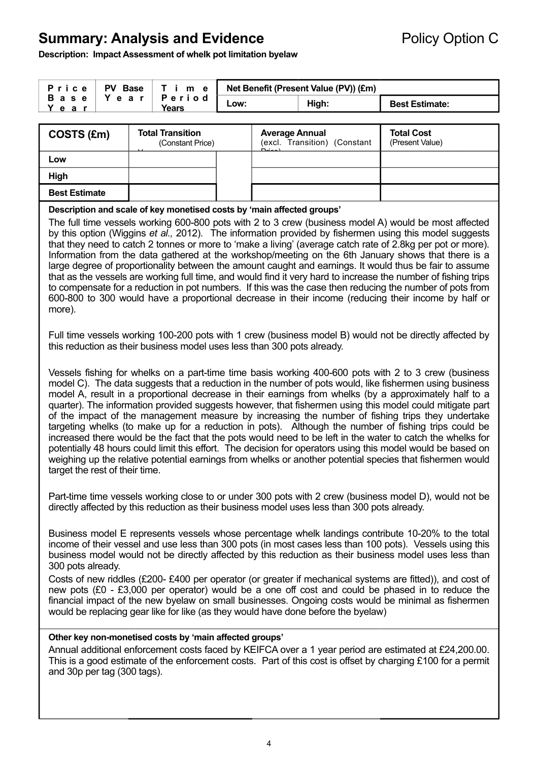# Summary: Analysis and Evidence

Policy Option C

**Description: Impact Assessment of whelk pot limitation byelaw**

| Price Base Year | PV Base Year | Time Period Years | Net Benefit (Present Value (PV)) (£m) | | |
|---|---|---|---|---|---|
| | | | Low: | High: | Best Estimate: |

| COSTS (£m) | Total Transition (Constant Price) Years | | Average Annual (excl. Transition) (Constant Price) | Total Cost (Present Value) |
|---|---|---|---|---|
| Low | | | | |
| High | | | | |
| Best Estimate | | | | |

**Description and scale of key monetised costs by 'main affected groups'**

The full time vessels working 600-800 pots with 2 to 3 crew (business model A) would be most affected by this option (Wiggins *et al.,* 2012). The information provided by fishermen using this model suggests that they need to catch 2 tonnes or more to 'make a living' (average catch rate of 2.8kg per pot or more). Information from the data gathered at the workshop/meeting on the 6th January shows that there is a large degree of proportionality between the amount caught and earnings. It would thus be fair to assume that as the vessels are working full time, and would find it very hard to increase the number of fishing trips to compensate for a reduction in pot numbers. If this was the case then reducing the number of pots from 600-800 to 300 would have a proportional decrease in their income (reducing their income by half or more).

Full time vessels working 100-200 pots with 1 crew (business model B) would not be directly affected by this reduction as their business model uses less than 300 pots already.

Vessels fishing for whelks on a part-time time basis working 400-600 pots with 2 to 3 crew (business model C). The data suggests that a reduction in the number of pots would, like fishermen using business model A, result in a proportional decrease in their earnings from whelks (by a approximately half to a quarter). The information provided suggests however, that fishermen using this model could mitigate part of the impact of the management measure by increasing the number of fishing trips they undertake targeting whelks (to make up for a reduction in pots). Although the number of fishing trips could be increased there would be the fact that the pots would need to be left in the water to catch the whelks for potentially 48 hours could limit this effort. The decision for operators using this model would be based on weighing up the relative potential earnings from whelks or another potential species that fishermen would target the rest of their time.

Part-time time vessels working close to or under 300 pots with 2 crew (business model D), would not be directly affected by this reduction as their business model uses less than 300 pots already.

Business model E represents vessels whose percentage whelk landings contribute 10-20% to the total income of their vessel and use less than 300 pots (in most cases less than 100 pots). Vessels using this business model would not be directly affected by this reduction as their business model uses less than 300 pots already.

Costs of new riddles (£200- £400 per operator (or greater if mechanical systems are fitted)), and cost of new pots (£0 - £3,000 per operator) would be a one off cost and could be phased in to reduce the financial impact of the new byelaw on small businesses. Ongoing costs would be minimal as fishermen would be replacing gear like for like (as they would have done before the byelaw)

**Other key non-monetised costs by 'main affected groups'**

Annual additional enforcement costs faced by KEIFCA over a 1 year period are estimated at £24,200.00. This is a good estimate of the enforcement costs. Part of this cost is offset by charging £100 for a permit and 30p per tag (300 tags).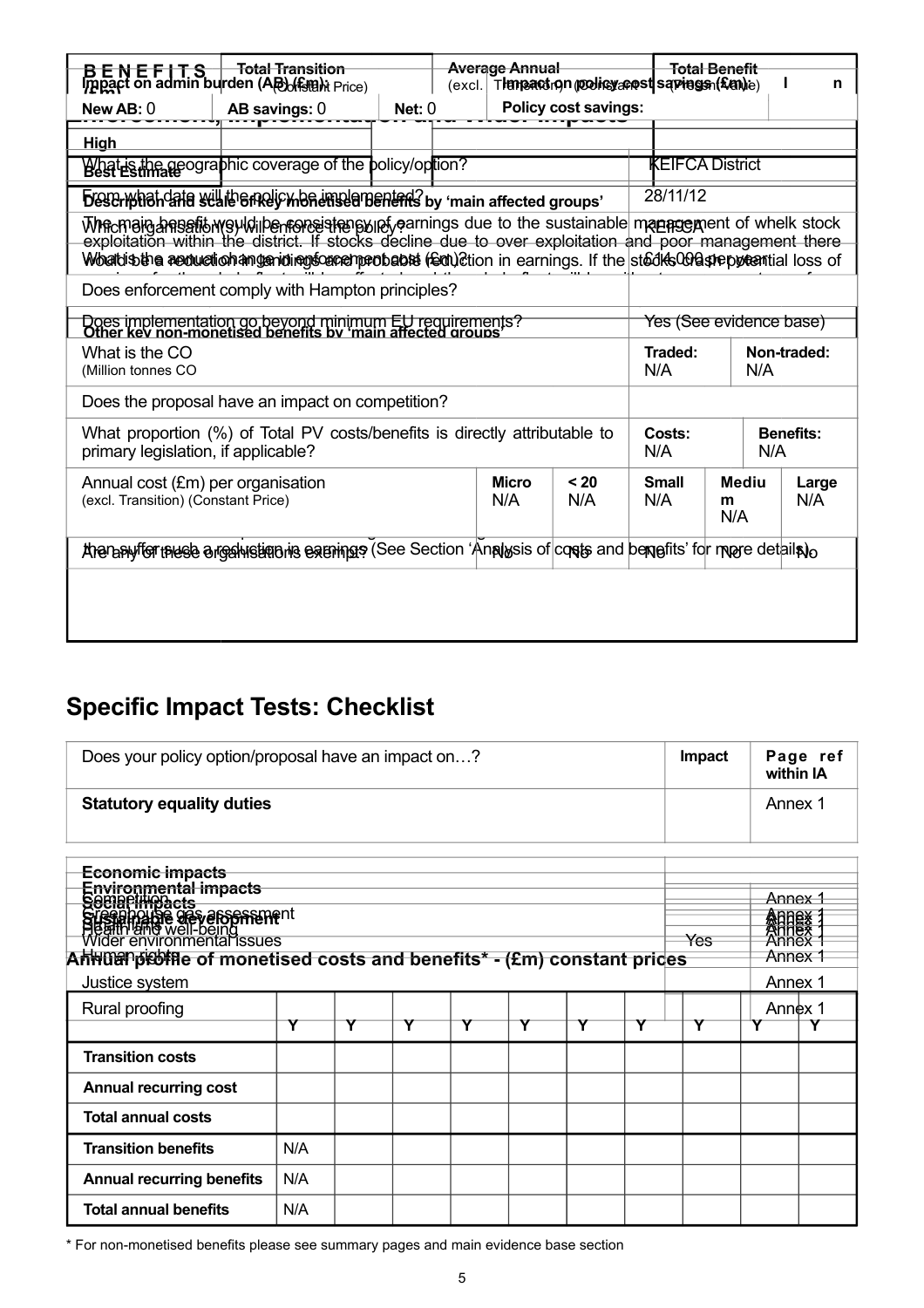| BENEFITS (£m) | Total Transition (Constant Price) | Years | Average Annual (excl. Transition) (Constant Price) | Total Benefit (Present Value) |
|---|---|---|---|---|
| Low | | | | |
| High | | | | |
| Best Estimate | | | | |

**Description and scale of key monetised benefits by 'main affected groups'**

**Other key non-monetised benefits by 'main affected groups'**

The main benefit would be consistency of earnings due to the sustainable management of whelk stock exploitation within the district. If stocks decline due to over exploitation and poor management there would be a reduction in earnings. If the stocks crash potential loss of ... than suffer such a reduction in earnings (See Section 'Analysis of costs and benefits' for more details)

| Impact on admin burden (AB) (£m): | | | Impact on policy cost savings (£m): | In scope |
|---|---|---|---|---|
| New AB: 0 | AB savings: 0 | Net: 0 | Policy cost savings: | |

## Enforcement, Implementation and Wider Impacts

| | | | | | | |
|---|---|---|---|---|---|---|
| What is the geographic coverage of the policy/option? | | | KEIFCA District | | | |
| From what date will the policy be implemented? | | | 28/11/12 | | | |
| Which organisation(s) will enforce the policy? | | | KEIFCA | | | |
| What is the annual change in enforcement cost (£m)? | | | £14,000 per year | | | |
| Does enforcement comply with Hampton principles? | | | | | | |
| Does implementation go beyond minimum EU requirements? | | | Yes (See evidence base) | | | |
| What is the $CO_2$ equivalent change in greenhouse gas emissions? (Million tonnes $CO_2$ equivalent) | | | Traded: N/A | | Non-traded: N/A | |
| Does the proposal have an impact on competition? | | | | | | |
| What proportion (%) of Total PV costs/benefits is directly attributable to primary legislation, if applicable? | | | Costs: N/A | | Benefits: N/A | |
| Annual cost (£m) per organisation (excl. Transition) (Constant Price) | Micro N/A | < 20 N/A | Small N/A | Medium N/A | | Large N/A |
| Are any of these organisations exempt? | No | No | No | No | | No |

## Specific Impact Tests: Checklist

| Does your policy option/proposal have an impact on…? | Impact | Page ref within IA |
|---|---|---|
| **Statutory equality duties** | | Annex 1 |
| **Economic impacts** | | |
| Competition | | Annex 1 |
| Small firms | | Annex 1 |
| **Environmental impacts** | | |
| Greenhouse gas assessment | | Annex 1 |
| Wider environmental issues | Yes | Annex 1 |
| **Social impacts** | | |
| Health and well-being | | Annex 1 |
| Human rights | | Annex 1 |
| Justice system | | Annex 1 |
| Rural proofing | | Annex 1 |
| **Sustainable development** | | Annex 1 |

**Annual profile of monetised costs and benefits* - (£m) constant prices**

| | Y | Y | Y | Y | Y | Y | Y | Y | Y | Y |
|---|---|---|---|---|---|---|---|---|---|---|
| **Transition costs** | | | | | | | | | | |
| **Annual recurring cost** | | | | | | | | | | |
| **Total annual costs** | | | | | | | | | | |
| **Transition benefits** | N/A | | | | | | | | | |
| **Annual recurring benefits** | N/A | | | | | | | | | |
| **Total annual benefits** | N/A | | | | | | | | | |

* For non-monetised benefits please see summary pages and main evidence base section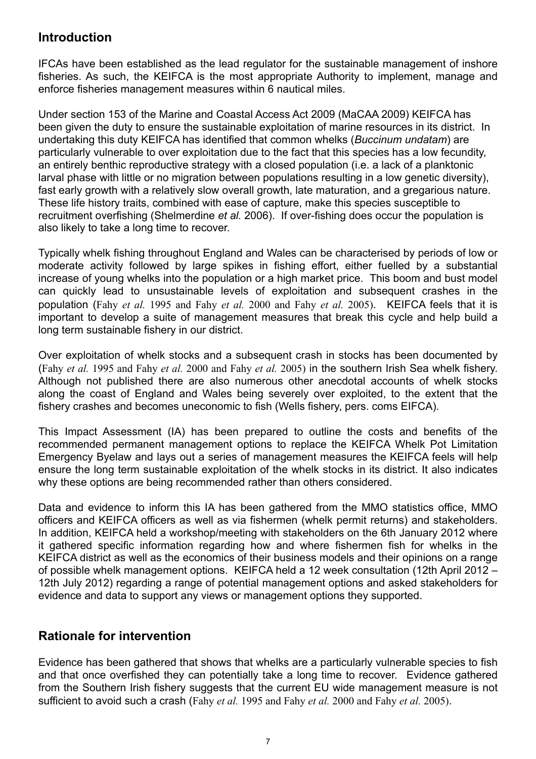## Introduction

IFCAs have been established as the lead regulator for the sustainable management of inshore fisheries. As such, the KEIFCA is the most appropriate Authority to implement, manage and enforce fisheries management measures within 6 nautical miles.

Under section 153 of the Marine and Coastal Access Act 2009 (MaCAA 2009) KEIFCA has been given the duty to ensure the sustainable exploitation of marine resources in its district. In undertaking this duty KEIFCA has identified that common whelks (*Buccinum undatam*) are particularly vulnerable to over exploitation due to the fact that this species has a low fecundity, an entirely benthic reproductive strategy with a closed population (i.e. a lack of a planktonic larval phase with little or no migration between populations resulting in a low genetic diversity), fast early growth with a relatively slow overall growth, late maturation, and a gregarious nature. These life history traits, combined with ease of capture, make this species susceptible to recruitment overfishing (Shelmerdine *et al.* 2006). If over-fishing does occur the population is also likely to take a long time to recover.

Typically whelk fishing throughout England and Wales can be characterised by periods of low or moderate activity followed by large spikes in fishing effort, either fuelled by a substantial increase of young whelks into the population or a high market price. This boom and bust model can quickly lead to unsustainable levels of exploitation and subsequent crashes in the population (Fahy *et al.* 1995 and Fahy *et al.* 2000 and Fahy *et al.* 2005). KEIFCA feels that it is important to develop a suite of management measures that break this cycle and help build a long term sustainable fishery in our district.

Over exploitation of whelk stocks and a subsequent crash in stocks has been documented by (Fahy *et al.* 1995 and Fahy *et al.* 2000 and Fahy *et al.* 2005) in the southern Irish Sea whelk fishery. Although not published there are also numerous other anecdotal accounts of whelk stocks along the coast of England and Wales being severely over exploited, to the extent that the fishery crashes and becomes uneconomic to fish (Wells fishery, pers. coms EIFCA).

This Impact Assessment (IA) has been prepared to outline the costs and benefits of the recommended permanent management options to replace the KEIFCA Whelk Pot Limitation Emergency Byelaw and lays out a series of management measures the KEIFCA feels will help ensure the long term sustainable exploitation of the whelk stocks in its district. It also indicates why these options are being recommended rather than others considered.

Data and evidence to inform this IA has been gathered from the MMO statistics office, MMO officers and KEIFCA officers as well as via fishermen (whelk permit returns) and stakeholders. In addition, KEIFCA held a workshop/meeting with stakeholders on the 6th January 2012 where it gathered specific information regarding how and where fishermen fish for whelks in the KEIFCA district as well as the economics of their business models and their opinions on a range of possible whelk management options. KEIFCA held a 12 week consultation (12th April 2012 – 12th July 2012) regarding a range of potential management options and asked stakeholders for evidence and data to support any views or management options they supported.

## Rationale for intervention

Evidence has been gathered that shows that whelks are a particularly vulnerable species to fish and that once overfished they can potentially take a long time to recover. Evidence gathered from the Southern Irish fishery suggests that the current EU wide management measure is not sufficient to avoid such a crash (Fahy *et al.* 1995 and Fahy *et al.* 2000 and Fahy *et al.* 2005).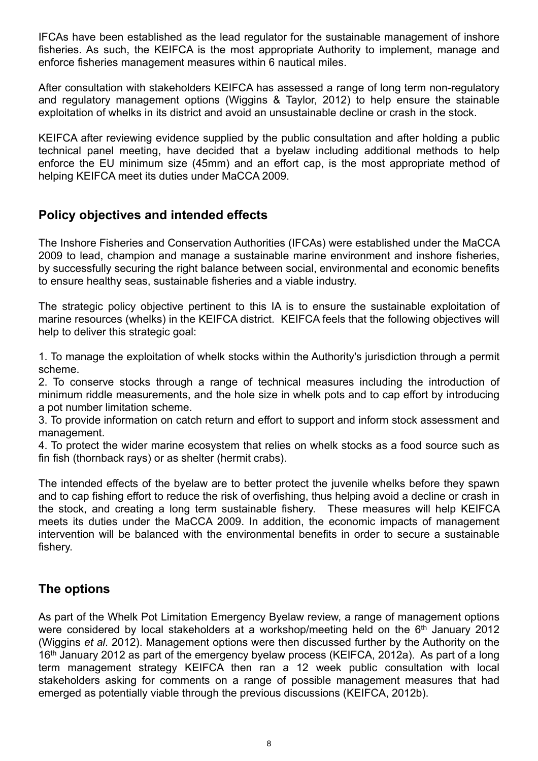IFCAs have been established as the lead regulator for the sustainable management of inshore fisheries. As such, the KEIFCA is the most appropriate Authority to implement, manage and enforce fisheries management measures within 6 nautical miles.

After consultation with stakeholders KEIFCA has assessed a range of long term non-regulatory and regulatory management options (Wiggins & Taylor, 2012) to help ensure the stainable exploitation of whelks in its district and avoid an unsustainable decline or crash in the stock.

KEIFCA after reviewing evidence supplied by the public consultation and after holding a public technical panel meeting, have decided that a byelaw including additional methods to help enforce the EU minimum size (45mm) and an effort cap, is the most appropriate method of helping KEIFCA meet its duties under MaCCA 2009.

## Policy objectives and intended effects

The Inshore Fisheries and Conservation Authorities (IFCAs) were established under the MaCCA 2009 to lead, champion and manage a sustainable marine environment and inshore fisheries, by successfully securing the right balance between social, environmental and economic benefits to ensure healthy seas, sustainable fisheries and a viable industry.

The strategic policy objective pertinent to this IA is to ensure the sustainable exploitation of marine resources (whelks) in the KEIFCA district. KEIFCA feels that the following objectives will help to deliver this strategic goal:

1. To manage the exploitation of whelk stocks within the Authority's jurisdiction through a permit scheme.
2. To conserve stocks through a range of technical measures including the introduction of minimum riddle measurements, and the hole size in whelk pots and to cap effort by introducing a pot number limitation scheme.
3. To provide information on catch return and effort to support and inform stock assessment and management.
4. To protect the wider marine ecosystem that relies on whelk stocks as a food source such as fin fish (thornback rays) or as shelter (hermit crabs).

The intended effects of the byelaw are to better protect the juvenile whelks before they spawn and to cap fishing effort to reduce the risk of overfishing, thus helping avoid a decline or crash in the stock, and creating a long term sustainable fishery. These measures will help KEIFCA meets its duties under the MaCCA 2009. In addition, the economic impacts of management intervention will be balanced with the environmental benefits in order to secure a sustainable fishery.

## The options

As part of the Whelk Pot Limitation Emergency Byelaw review, a range of management options were considered by local stakeholders at a workshop/meeting held on the 6th January 2012 (Wiggins *et al*. 2012). Management options were then discussed further by the Authority on the 16th January 2012 as part of the emergency byelaw process (KEIFCA, 2012a). As part of a long term management strategy KEIFCA then ran a 12 week public consultation with local stakeholders asking for comments on a range of possible management measures that had emerged as potentially viable through the previous discussions (KEIFCA, 2012b).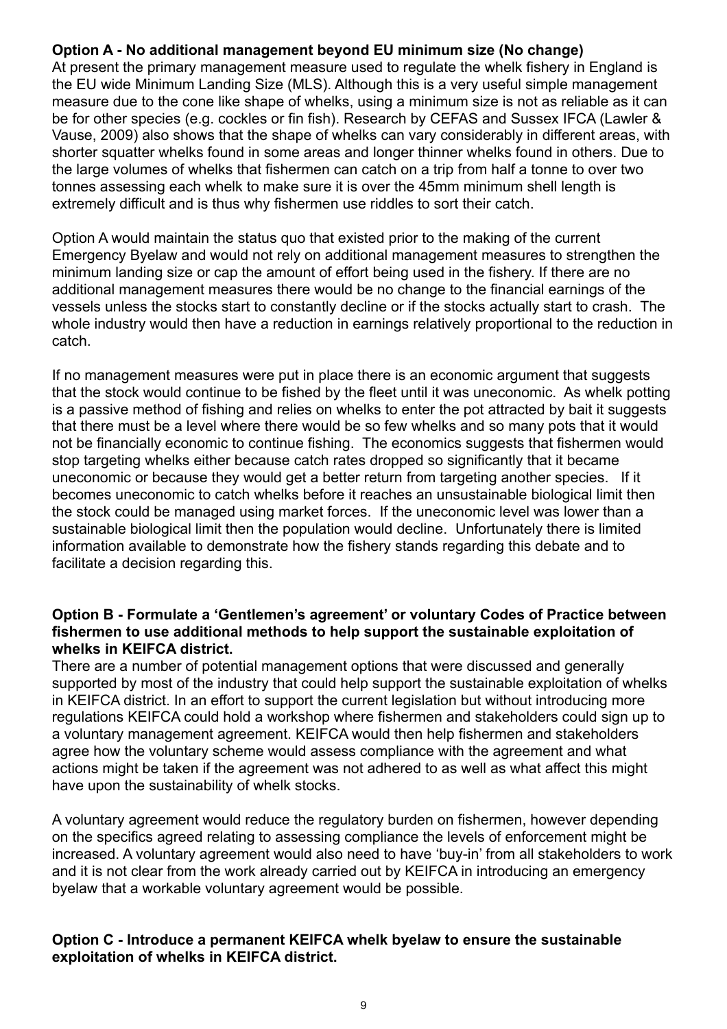**Option A - No additional management beyond EU minimum size (No change)**

At present the primary management measure used to regulate the whelk fishery in England is the EU wide Minimum Landing Size (MLS). Although this is a very useful simple management measure due to the cone like shape of whelks, using a minimum size is not as reliable as it can be for other species (e.g. cockles or fin fish). Research by CEFAS and Sussex IFCA (Lawler & Vause, 2009) also shows that the shape of whelks can vary considerably in different areas, with shorter squatter whelks found in some areas and longer thinner whelks found in others. Due to the large volumes of whelks that fishermen can catch on a trip from half a tonne to over two tonnes assessing each whelk to make sure it is over the 45mm minimum shell length is extremely difficult and is thus why fishermen use riddles to sort their catch.

Option A would maintain the status quo that existed prior to the making of the current Emergency Byelaw and would not rely on additional management measures to strengthen the minimum landing size or cap the amount of effort being used in the fishery. If there are no additional management measures there would be no change to the financial earnings of the vessels unless the stocks start to constantly decline or if the stocks actually start to crash. The whole industry would then have a reduction in earnings relatively proportional to the reduction in catch.

If no management measures were put in place there is an economic argument that suggests that the stock would continue to be fished by the fleet until it was uneconomic. As whelk potting is a passive method of fishing and relies on whelks to enter the pot attracted by bait it suggests that there must be a level where there would be so few whelks and so many pots that it would not be financially economic to continue fishing. The economics suggests that fishermen would stop targeting whelks either because catch rates dropped so significantly that it became uneconomic or because they would get a better return from targeting another species. If it becomes uneconomic to catch whelks before it reaches an unsustainable biological limit then the stock could be managed using market forces. If the uneconomic level was lower than a sustainable biological limit then the population would decline. Unfortunately there is limited information available to demonstrate how the fishery stands regarding this debate and to facilitate a decision regarding this.

**Option B - Formulate a 'Gentlemen's agreement' or voluntary Codes of Practice between fishermen to use additional methods to help support the sustainable exploitation of whelks in KEIFCA district.**

There are a number of potential management options that were discussed and generally supported by most of the industry that could help support the sustainable exploitation of whelks in KEIFCA district. In an effort to support the current legislation but without introducing more regulations KEIFCA could hold a workshop where fishermen and stakeholders could sign up to a voluntary management agreement. KEIFCA would then help fishermen and stakeholders agree how the voluntary scheme would assess compliance with the agreement and what actions might be taken if the agreement was not adhered to as well as what affect this might have upon the sustainability of whelk stocks.

A voluntary agreement would reduce the regulatory burden on fishermen, however depending on the specifics agreed relating to assessing compliance the levels of enforcement might be increased. A voluntary agreement would also need to have 'buy-in' from all stakeholders to work and it is not clear from the work already carried out by KEIFCA in introducing an emergency byelaw that a workable voluntary agreement would be possible.

**Option C - Introduce a permanent KEIFCA whelk byelaw to ensure the sustainable exploitation of whelks in KEIFCA district.**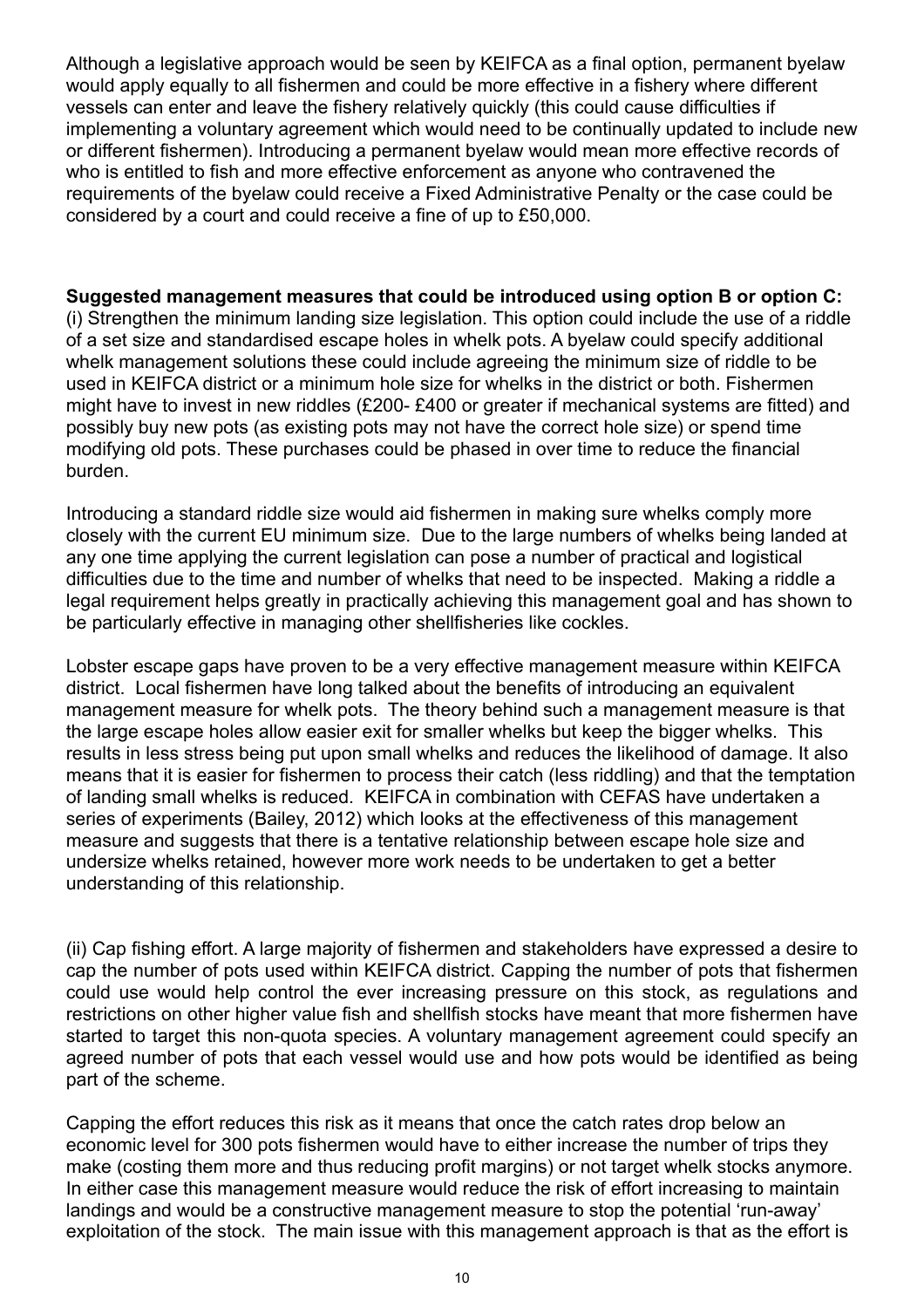Although a legislative approach would be seen by KEIFCA as a final option, permanent byelaw would apply equally to all fishermen and could be more effective in a fishery where different vessels can enter and leave the fishery relatively quickly (this could cause difficulties if implementing a voluntary agreement which would need to be continually updated to include new or different fishermen). Introducing a permanent byelaw would mean more effective records of who is entitled to fish and more effective enforcement as anyone who contravened the requirements of the byelaw could receive a Fixed Administrative Penalty or the case could be considered by a court and could receive a fine of up to £50,000.

**Suggested management measures that could be introduced using option B or option C:**

(i) Strengthen the minimum landing size legislation. This option could include the use of a riddle of a set size and standardised escape holes in whelk pots. A byelaw could specify additional whelk management solutions these could include agreeing the minimum size of riddle to be used in KEIFCA district or a minimum hole size for whelks in the district or both. Fishermen might have to invest in new riddles (£200- £400 or greater if mechanical systems are fitted) and possibly buy new pots (as existing pots may not have the correct hole size) or spend time modifying old pots. These purchases could be phased in over time to reduce the financial burden.

Introducing a standard riddle size would aid fishermen in making sure whelks comply more closely with the current EU minimum size. Due to the large numbers of whelks being landed at any one time applying the current legislation can pose a number of practical and logistical difficulties due to the time and number of whelks that need to be inspected. Making a riddle a legal requirement helps greatly in practically achieving this management goal and has shown to be particularly effective in managing other shellfisheries like cockles.

Lobster escape gaps have proven to be a very effective management measure within KEIFCA district. Local fishermen have long talked about the benefits of introducing an equivalent management measure for whelk pots. The theory behind such a management measure is that the large escape holes allow easier exit for smaller whelks but keep the bigger whelks. This results in less stress being put upon small whelks and reduces the likelihood of damage. It also means that it is easier for fishermen to process their catch (less riddling) and that the temptation of landing small whelks is reduced. KEIFCA in combination with CEFAS have undertaken a series of experiments (Bailey, 2012) which looks at the effectiveness of this management measure and suggests that there is a tentative relationship between escape hole size and undersize whelks retained, however more work needs to be undertaken to get a better understanding of this relationship.

(ii) Cap fishing effort. A large majority of fishermen and stakeholders have expressed a desire to cap the number of pots used within KEIFCA district. Capping the number of pots that fishermen could use would help control the ever increasing pressure on this stock, as regulations and restrictions on other higher value fish and shellfish stocks have meant that more fishermen have started to target this non-quota species. A voluntary management agreement could specify an agreed number of pots that each vessel would use and how pots would be identified as being part of the scheme.

Capping the effort reduces this risk as it means that once the catch rates drop below an economic level for 300 pots fishermen would have to either increase the number of trips they make (costing them more and thus reducing profit margins) or not target whelk stocks anymore. In either case this management measure would reduce the risk of effort increasing to maintain landings and would be a constructive management measure to stop the potential 'run-away' exploitation of the stock. The main issue with this management approach is that as the effort is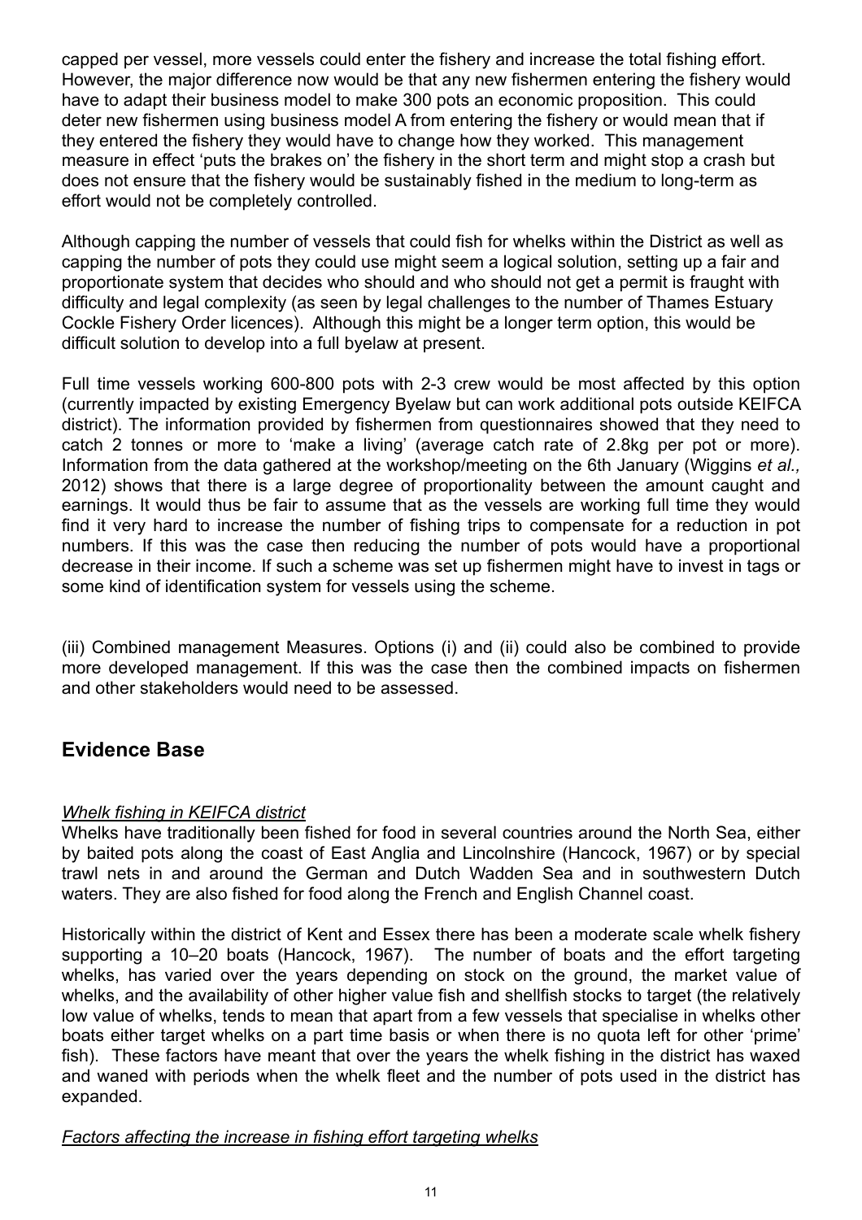capped per vessel, more vessels could enter the fishery and increase the total fishing effort. However, the major difference now would be that any new fishermen entering the fishery would have to adapt their business model to make 300 pots an economic proposition. This could deter new fishermen using business model A from entering the fishery or would mean that if they entered the fishery they would have to change how they worked. This management measure in effect 'puts the brakes on' the fishery in the short term and might stop a crash but does not ensure that the fishery would be sustainably fished in the medium to long-term as effort would not be completely controlled.

Although capping the number of vessels that could fish for whelks within the District as well as capping the number of pots they could use might seem a logical solution, setting up a fair and proportionate system that decides who should and who should not get a permit is fraught with difficulty and legal complexity (as seen by legal challenges to the number of Thames Estuary Cockle Fishery Order licences). Although this might be a longer term option, this would be difficult solution to develop into a full byelaw at present.

Full time vessels working 600-800 pots with 2-3 crew would be most affected by this option (currently impacted by existing Emergency Byelaw but can work additional pots outside KEIFCA district). The information provided by fishermen from questionnaires showed that they need to catch 2 tonnes or more to 'make a living' (average catch rate of 2.8kg per pot or more). Information from the data gathered at the workshop/meeting on the 6th January (Wiggins *et al.,* 2012) shows that there is a large degree of proportionality between the amount caught and earnings. It would thus be fair to assume that as the vessels are working full time they would find it very hard to increase the number of fishing trips to compensate for a reduction in pot numbers. If this was the case then reducing the number of pots would have a proportional decrease in their income. If such a scheme was set up fishermen might have to invest in tags or some kind of identification system for vessels using the scheme.

(iii) Combined management Measures. Options (i) and (ii) could also be combined to provide more developed management. If this was the case then the combined impacts on fishermen and other stakeholders would need to be assessed.

## Evidence Base

*Whelk fishing in KEIFCA district*

Whelks have traditionally been fished for food in several countries around the North Sea, either by baited pots along the coast of East Anglia and Lincolnshire (Hancock, 1967) or by special trawl nets in and around the German and Dutch Wadden Sea and in southwestern Dutch waters. They are also fished for food along the French and English Channel coast.

Historically within the district of Kent and Essex there has been a moderate scale whelk fishery supporting a 10–20 boats (Hancock, 1967). The number of boats and the effort targeting whelks, has varied over the years depending on stock on the ground, the market value of whelks, and the availability of other higher value fish and shellfish stocks to target (the relatively low value of whelks, tends to mean that apart from a few vessels that specialise in whelks other boats either target whelks on a part time basis or when there is no quota left for other 'prime' fish). These factors have meant that over the years the whelk fishing in the district has waxed and waned with periods when the whelk fleet and the number of pots used in the district has expanded.

*Factors affecting the increase in fishing effort targeting whelks*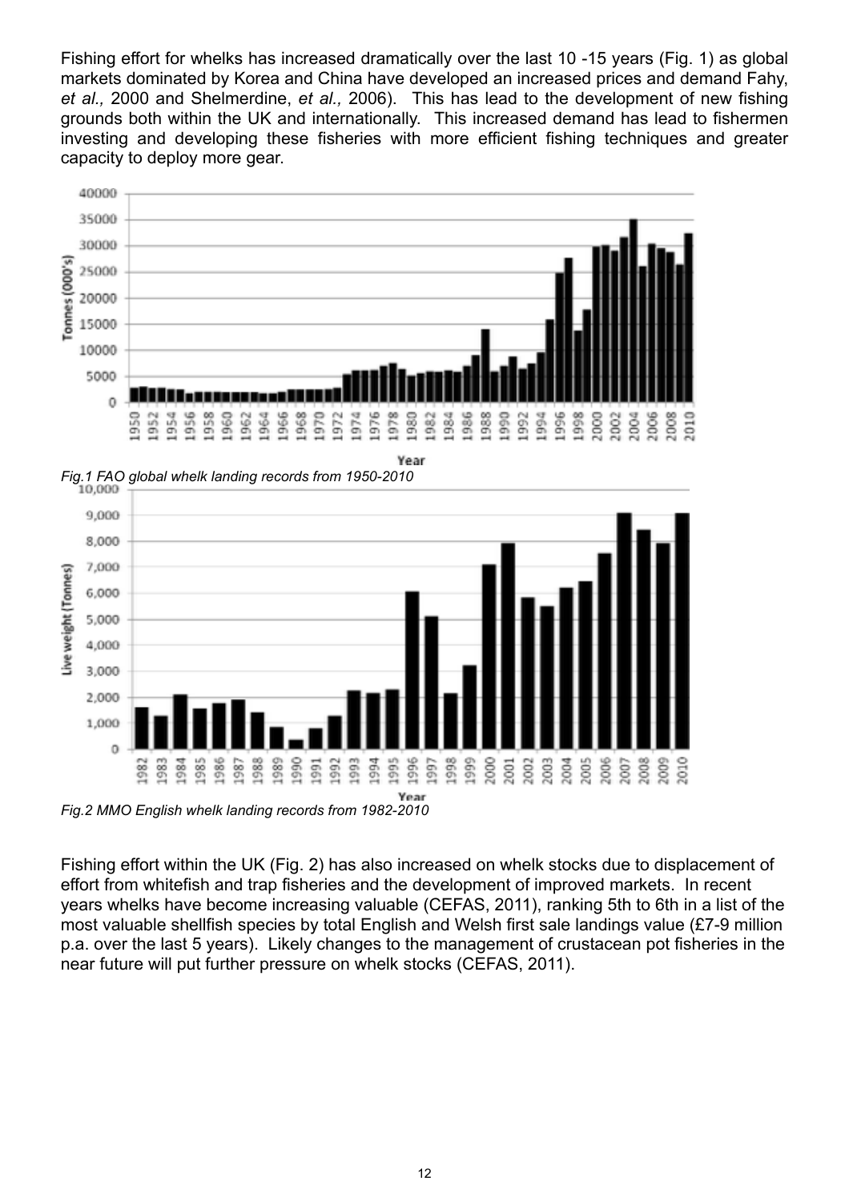Fishing effort for whelks has increased dramatically over the last 10 -15 years (Fig. 1) as global markets dominated by Korea and China have developed an increased prices and demand Fahy, *et al.,* 2000 and Shelmerdine, *et al.,* 2006). This has lead to the development of new fishing grounds both within the UK and internationally. This increased demand has lead to fishermen investing and developing these fisheries with more efficient fishing techniques and greater capacity to deploy more gear.

*Fig.1 FAO global whelk landing records from 1950-2010*

*Fig.2 MMO English whelk landing records from 1982-2010*

Fishing effort within the UK (Fig. 2) has also increased on whelk stocks due to displacement of effort from whitefish and trap fisheries and the development of improved markets. In recent years whelks have become increasing valuable (CEFAS, 2011), ranking 5th to 6th in a list of the most valuable shellfish species by total English and Welsh first sale landings value (£7-9 million p.a. over the last 5 years). Likely changes to the management of crustacean pot fisheries in the near future will put further pressure on whelk stocks (CEFAS, 2011).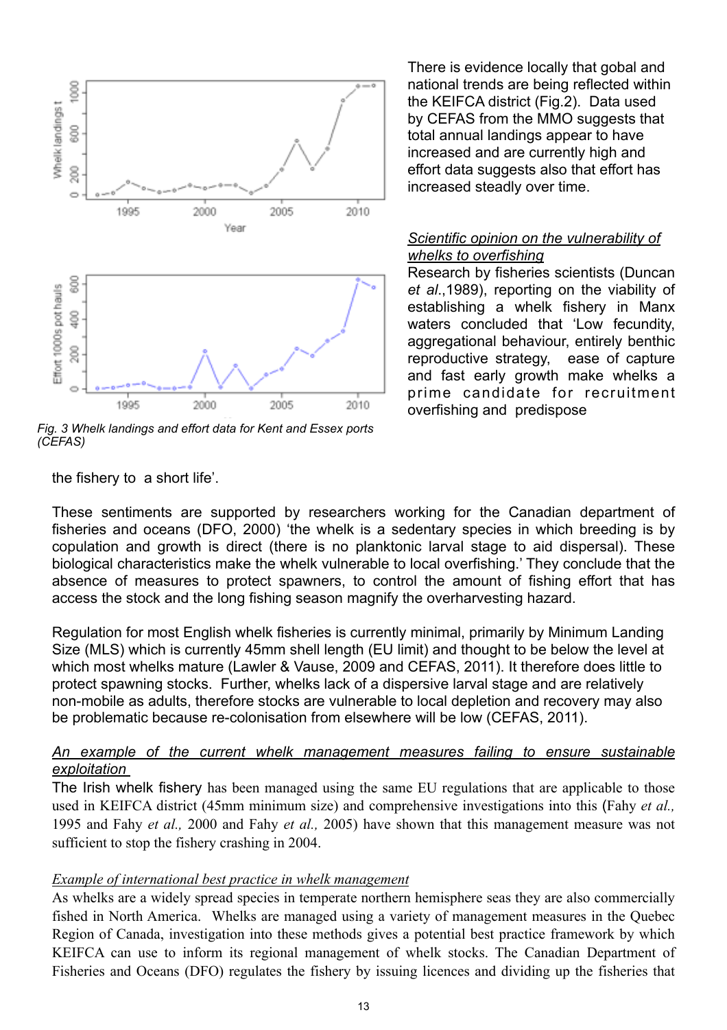Fig. 3 Whelk landings and effort data for Kent and Essex ports (CEFAS)

There is evidence locally that gobal and national trends are being reflected within the KEIFCA district (Fig.2). Data used by CEFAS from the MMO suggests that total annual landings appear to have increased and are currently high and effort data suggests also that effort has increased steadily over time.

*Scientific opinion on the vulnerability of whelks to overfishing*

Research by fisheries scientists (Duncan *et al*.,1989), reporting on the viability of establishing a whelk fishery in Manx waters concluded that 'Low fecundity, aggregational behaviour, entirely benthic reproductive strategy, ease of capture and fast early growth make whelks a prime candidate for recruitment overfishing and predispose the fishery to a short life'.

These sentiments are supported by researchers working for the Canadian department of fisheries and oceans (DFO, 2000) 'the whelk is a sedentary species in which breeding is by copulation and growth is direct (there is no planktonic larval stage to aid dispersal). These biological characteristics make the whelk vulnerable to local overfishing.' They conclude that the absence of measures to protect spawners, to control the amount of fishing effort that has access the stock and the long fishing season magnify the overharvesting hazard.

Regulation for most English whelk fisheries is currently minimal, primarily by Minimum Landing Size (MLS) which is currently 45mm shell length (EU limit) and thought to be below the level at which most whelks mature (Lawler & Vause, 2009 and CEFAS, 2011). It therefore does little to protect spawning stocks. Further, whelks lack of a dispersive larval stage and are relatively non-mobile as adults, therefore stocks are vulnerable to local depletion and recovery may also be problematic because re-colonisation from elsewhere will be low (CEFAS, 2011).

*An example of the current whelk management measures failing to ensure sustainable exploitation*

The Irish whelk fishery has been managed using the same EU regulations that are applicable to those used in KEIFCA district (45mm minimum size) and comprehensive investigations into this (Fahy *et al.,* 1995 and Fahy *et al.,* 2000 and Fahy *et al.,* 2005) have shown that this management measure was not sufficient to stop the fishery crashing in 2004.

*Example of international best practice in whelk management*

As whelks are a widely spread species in temperate northern hemisphere seas they are also commercially fished in North America. Whelks are managed using a variety of management measures in the Quebec Region of Canada, investigation into these methods gives a potential best practice framework by which KEIFCA can use to inform its regional management of whelk stocks. The Canadian Department of Fisheries and Oceans (DFO) regulates the fishery by issuing licences and dividing up the fisheries that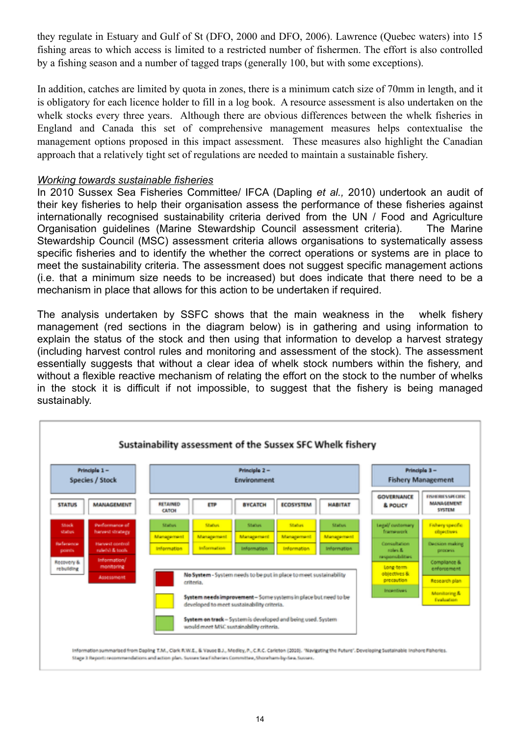they regulate in Estuary and Gulf of St (DFO, 2000 and DFO, 2006). Lawrence (Quebec waters) into 15 fishing areas to which access is limited to a restricted number of fishermen. The effort is also controlled by a fishing season and a number of tagged traps (generally 100, but with some exceptions).

In addition, catches are limited by quota in zones, there is a minimum catch size of 70mm in length, and it is obligatory for each licence holder to fill in a log book. A resource assessment is also undertaken on the whelk stocks every three years. Although there are obvious differences between the whelk fisheries in England and Canada this set of comprehensive management measures helps contextualise the management options proposed in this impact assessment. These measures also highlight the Canadian approach that a relatively tight set of regulations are needed to maintain a sustainable fishery.

*Working towards sustainable fisheries*

In 2010 Sussex Sea Fisheries Committee/ IFCA (Dapling *et al.,* 2010) undertook an audit of their key fisheries to help their organisation assess the performance of these fisheries against internationally recognised sustainability criteria derived from the UN / Food and Agriculture Organisation guidelines (Marine Stewardship Council assessment criteria). The Marine Stewardship Council (MSC) assessment criteria allows organisations to systematically assess specific fisheries and to identify the whether the correct operations or systems are in place to meet the sustainability criteria. The assessment does not suggest specific management actions (i.e. that a minimum size needs to be increased) but does indicate that there need to be a mechanism in place that allows for this action to be undertaken if required.

The analysis undertaken by SSFC shows that the main weakness in the whelk fishery management (red sections in the diagram below) is in gathering and using information to explain the status of the stock and then using that information to develop a harvest strategy (including harvest control rules and monitoring and assessment of the stock). The assessment essentially suggests that without a clear idea of whelk stock numbers within the fishery, and without a flexible reactive mechanism of relating the effort on the stock to the number of whelks in the stock it is difficult if not impossible, to suggest that the fishery is being managed sustainably.

**Sustainability assessment of the Sussex SFC Whelk fishery**

| Principle 1 – Species / Stock | | Principle 2 – Environment | | | | | Principle 3 – Fishery Management | |
|---|---|---|---|---|---|---|---|---|
| STATUS | MANAGEMENT | RETAINED CATCH | ETP | BYCATCH | ECOSYSTEM | HABITAT | GOVERNANCE & POLICY | FISHERIES SPECIFIC MANAGEMENT SYSTEM |
| Stock status | Performance of harvest strategy | Status | Status | Status | Status | Status | Legal/ customary framework | Fishery specific objectives |
| Reference points | Harvest control rule(s) & tools | Management | Management | Management | Management | Management | Consultation roles & responsibilities | Decision making process |
| Recovery & rebuilding | Information/ monitoring | Information | Information | Information | Information | Information | Long term objectives & precaution | Compliance & enforcement |
| | Assessment | | | | | | Incentives | Research plan |
| | | | | | | | | Monitoring & Evaluation |

**No System** – System needs to be put in place to meet sustainability criteria.

**System needs improvement** – Some systems in place but need to be developed to meet sustainability criteria.

**System on track** – System is developed and being used. System would meet MSC sustainability criteria.

Information summarised from Dapling T.M., Clark R.W.E., & Vause B.J., Medley, P., C.R.C. Carleton (2010). "Navigating the Future". Developing Sustainable Inshore Fisheries. Stage 3 Report: recommendations and action plan. Sussex Sea Fisheries Committee, Shoreham-by-Sea, Sussex.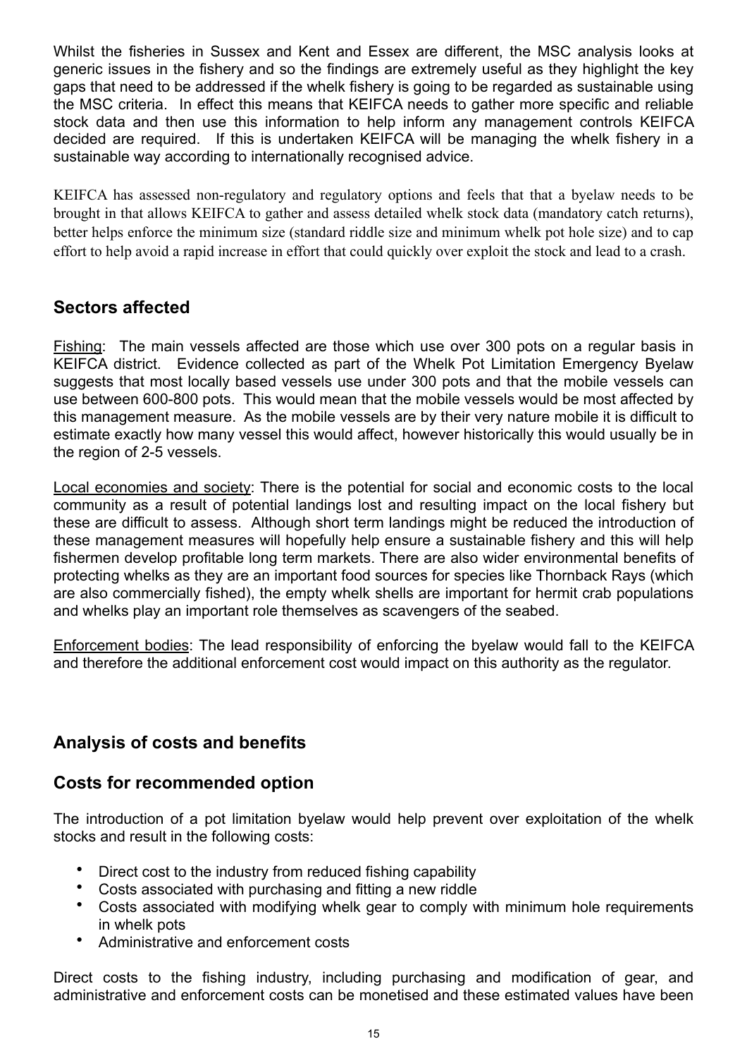Whilst the fisheries in Sussex and Kent and Essex are different, the MSC analysis looks at generic issues in the fishery and so the findings are extremely useful as they highlight the key gaps that need to be addressed if the whelk fishery is going to be regarded as sustainable using the MSC criteria. In effect this means that KEIFCA needs to gather more specific and reliable stock data and then use this information to help inform any management controls KEIFCA decided are required. If this is undertaken KEIFCA will be managing the whelk fishery in a sustainable way according to internationally recognised advice.

KEIFCA has assessed non-regulatory and regulatory options and feels that that a byelaw needs to be brought in that allows KEIFCA to gather and assess detailed whelk stock data (mandatory catch returns), better helps enforce the minimum size (standard riddle size and minimum whelk pot hole size) and to cap effort to help avoid a rapid increase in effort that could quickly over exploit the stock and lead to a crash.

## Sectors affected

Fishing: The main vessels affected are those which use over 300 pots on a regular basis in KEIFCA district. Evidence collected as part of the Whelk Pot Limitation Emergency Byelaw suggests that most locally based vessels use under 300 pots and that the mobile vessels can use between 600-800 pots. This would mean that the mobile vessels would be most affected by this management measure. As the mobile vessels are by their very nature mobile it is difficult to estimate exactly how many vessel this would affect, however historically this would usually be in the region of 2-5 vessels.

Local economies and society: There is the potential for social and economic costs to the local community as a result of potential landings lost and resulting impact on the local fishery but these are difficult to assess. Although short term landings might be reduced the introduction of these management measures will hopefully help ensure a sustainable fishery and this will help fishermen develop profitable long term markets. There are also wider environmental benefits of protecting whelks as they are an important food sources for species like Thornback Rays (which are also commercially fished), the empty whelk shells are important for hermit crab populations and whelks play an important role themselves as scavengers of the seabed.

Enforcement bodies: The lead responsibility of enforcing the byelaw would fall to the KEIFCA and therefore the additional enforcement cost would impact on this authority as the regulator.

## Analysis of costs and benefits

## Costs for recommended option

The introduction of a pot limitation byelaw would help prevent over exploitation of the whelk stocks and result in the following costs:

- Direct cost to the industry from reduced fishing capability
- Costs associated with purchasing and fitting a new riddle
- Costs associated with modifying whelk gear to comply with minimum hole requirements in whelk pots
- Administrative and enforcement costs

Direct costs to the fishing industry, including purchasing and modification of gear, and administrative and enforcement costs can be monetised and these estimated values have been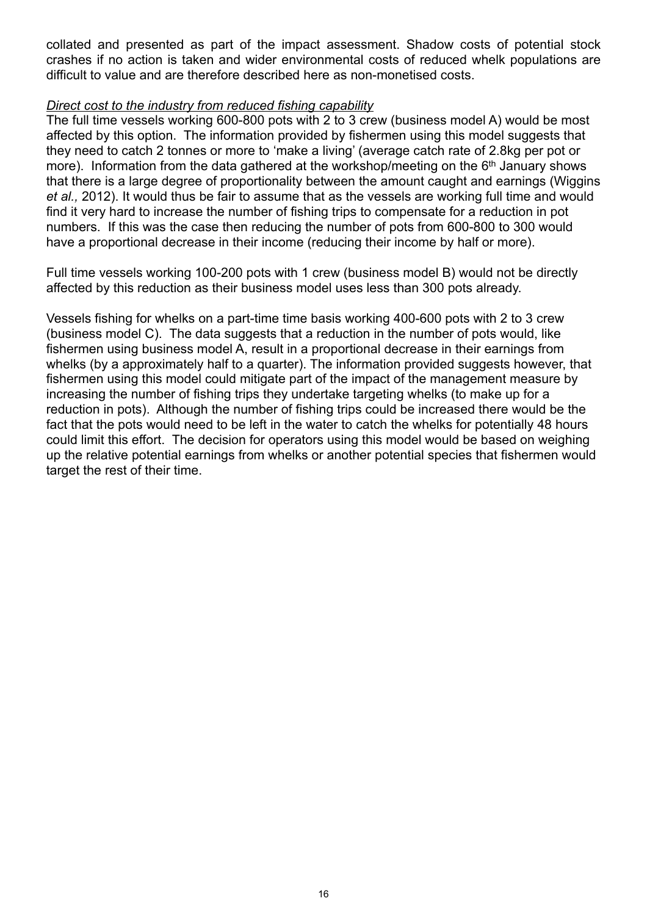collated and presented as part of the impact assessment. Shadow costs of potential stock crashes if no action is taken and wider environmental costs of reduced whelk populations are difficult to value and are therefore described here as non-monetised costs.

*Direct cost to the industry from reduced fishing capability*

The full time vessels working 600-800 pots with 2 to 3 crew (business model A) would be most affected by this option. The information provided by fishermen using this model suggests that they need to catch 2 tonnes or more to 'make a living' (average catch rate of 2.8kg per pot or more). Information from the data gathered at the workshop/meeting on the 6th January shows that there is a large degree of proportionality between the amount caught and earnings (Wiggins *et al.,* 2012). It would thus be fair to assume that as the vessels are working full time and would find it very hard to increase the number of fishing trips to compensate for a reduction in pot numbers. If this was the case then reducing the number of pots from 600-800 to 300 would have a proportional decrease in their income (reducing their income by half or more).

Full time vessels working 100-200 pots with 1 crew (business model B) would not be directly affected by this reduction as their business model uses less than 300 pots already.

Vessels fishing for whelks on a part-time time basis working 400-600 pots with 2 to 3 crew (business model C). The data suggests that a reduction in the number of pots would, like fishermen using business model A, result in a proportional decrease in their earnings from whelks (by a approximately half to a quarter). The information provided suggests however, that fishermen using this model could mitigate part of the impact of the management measure by increasing the number of fishing trips they undertake targeting whelks (to make up for a reduction in pots). Although the number of fishing trips could be increased there would be the fact that the pots would need to be left in the water to catch the whelks for potentially 48 hours could limit this effort. The decision for operators using this model would be based on weighing up the relative potential earnings from whelks or another potential species that fishermen would target the rest of their time.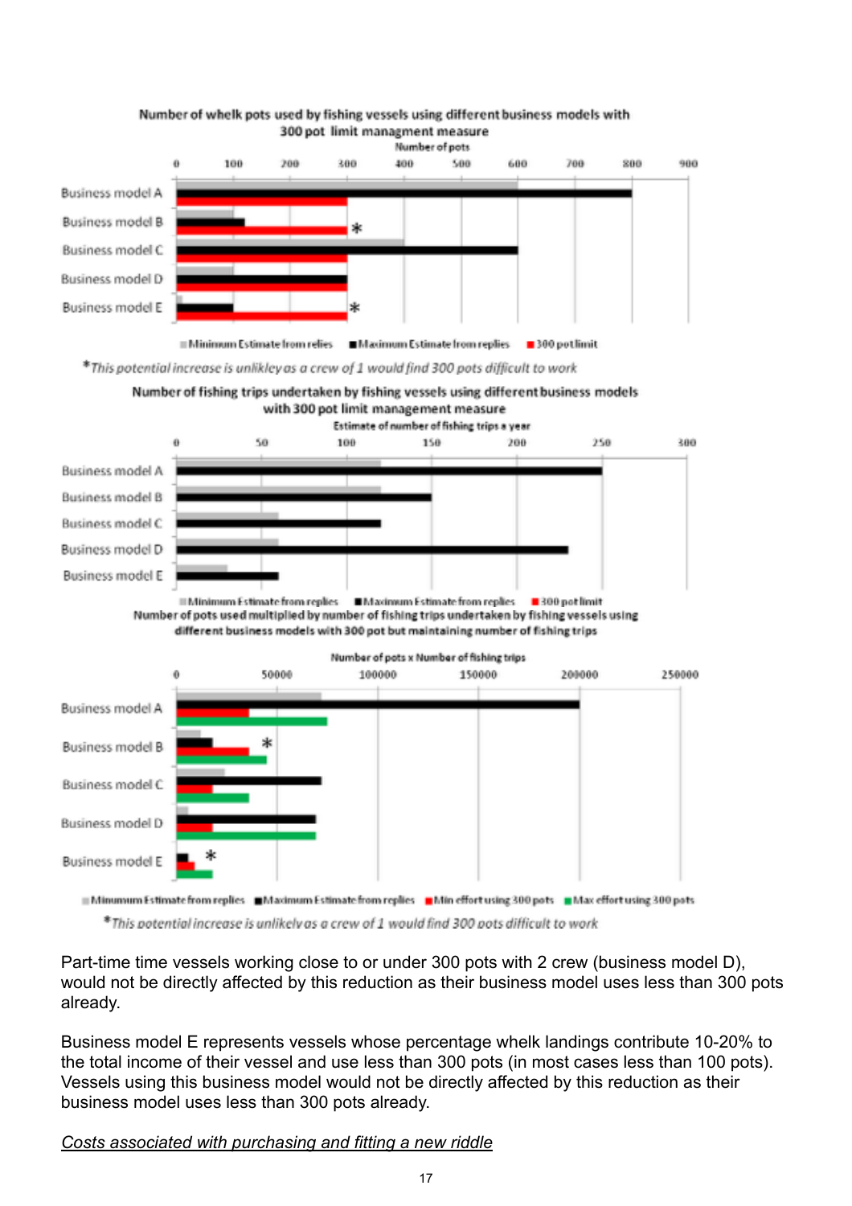Number of whelk pots used by fishing vessels using different business models with 300 pot limit managment measure

*This potential increase is unlikely as a crew of 1 would find 300 pots difficult to work

Number of fishing trips undertaken by fishing vessels using different business models with 300 pot limit management measure

Number of pots used multiplied by number of fishing trips undertaken by fishing vessels using different business models with 300 pot but maintaining number of fishing trips

*This potential increase is unlikely as a crew of 1 would find 300 pots difficult to work

Part-time time vessels working close to or under 300 pots with 2 crew (business model D), would not be directly affected by this reduction as their business model uses less than 300 pots already.

Business model E represents vessels whose percentage whelk landings contribute 10-20% to the total income of their vessel and use less than 300 pots (in most cases less than 100 pots). Vessels using this business model would not be directly affected by this reduction as their business model uses less than 300 pots already.

*Costs associated with purchasing and fitting a new riddle*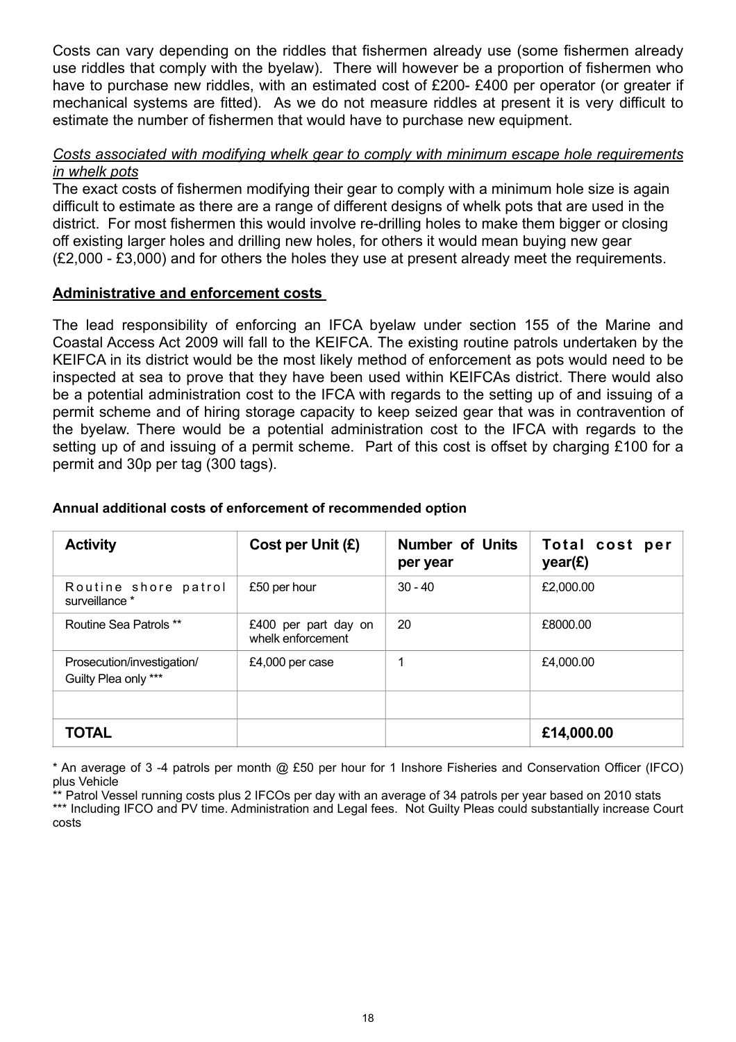Costs can vary depending on the riddles that fishermen already use (some fishermen already use riddles that comply with the byelaw). There will however be a proportion of fishermen who have to purchase new riddles, with an estimated cost of £200- £400 per operator (or greater if mechanical systems are fitted). As we do not measure riddles at present it is very difficult to estimate the number of fishermen that would have to purchase new equipment.

*Costs associated with modifying whelk gear to comply with minimum escape hole requirements in whelk pots*

The exact costs of fishermen modifying their gear to comply with a minimum hole size is again difficult to estimate as there are a range of different designs of whelk pots that are used in the district. For most fishermen this would involve re-drilling holes to make them bigger or closing off existing larger holes and drilling new holes, for others it would mean buying new gear (£2,000 - £3,000) and for others the holes they use at present already meet the requirements.

**Administrative and enforcement costs**

The lead responsibility of enforcing an IFCA byelaw under section 155 of the Marine and Coastal Access Act 2009 will fall to the KEIFCA. The existing routine patrols undertaken by the KEIFCA in its district would be the most likely method of enforcement as pots would need to be inspected at sea to prove that they have been used within KEIFCAs district. There would also be a potential administration cost to the IFCA with regards to the setting up of and issuing of a permit scheme and of hiring storage capacity to keep seized gear that was in contravention of the byelaw. There would be a potential administration cost to the IFCA with regards to the setting up of and issuing of a permit scheme. Part of this cost is offset by charging £100 for a permit and 30p per tag (300 tags).

**Annual additional costs of enforcement of recommended option**

| Activity | Cost per Unit (£) | Number of Units per year | Total cost per year(£) |
|---|---|---|---|
| Routine shore patrol surveillance * | £50 per hour | 30 - 40 | £2,000.00 |
| Routine Sea Patrols ** | £400 per part day on whelk enforcement | 20 | £8000.00 |
| Prosecution/investigation/ Guilty Plea only *** | £4,000 per case | 1 | £4,000.00 |
| | | | |
| **TOTAL** | | | **£14,000.00** |

* An average of 3 -4 patrols per month @ £50 per hour for 1 Inshore Fisheries and Conservation Officer (IFCO) plus Vehicle

** Patrol Vessel running costs plus 2 IFCOs per day with an average of 34 patrols per year based on 2010 stats

*** Including IFCO and PV time. Administration and Legal fees. Not Guilty Pleas could substantially increase Court costs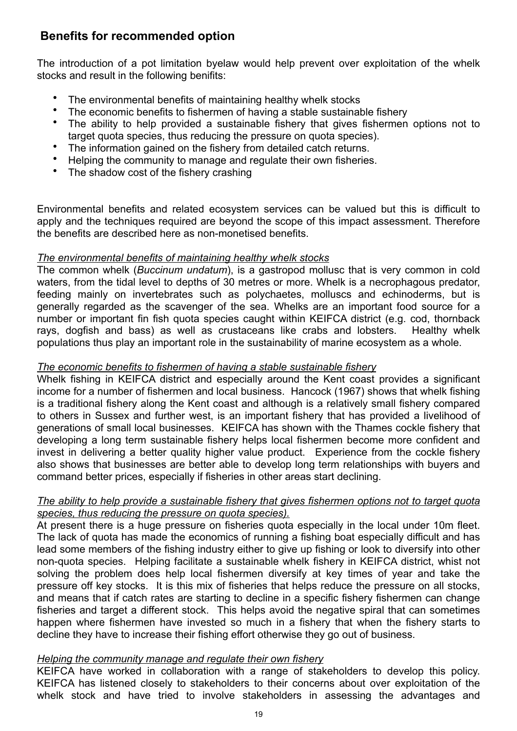## Benefits for recommended option

The introduction of a pot limitation byelaw would help prevent over exploitation of the whelk stocks and result in the following benifits:

- The environmental benefits of maintaining healthy whelk stocks
- The economic benefits to fishermen of having a stable sustainable fishery
- The ability to help provided a sustainable fishery that gives fishermen options not to target quota species, thus reducing the pressure on quota species).
- The information gained on the fishery from detailed catch returns.
- Helping the community to manage and regulate their own fisheries.
- The shadow cost of the fishery crashing

Environmental benefits and related ecosystem services can be valued but this is difficult to apply and the techniques required are beyond the scope of this impact assessment. Therefore the benefits are described here as non-monetised benefits.

*The environmental benefits of maintaining healthy whelk stocks*

The common whelk (*Buccinum undatum*), is a gastropod mollusc that is very common in cold waters, from the tidal level to depths of 30 metres or more. Whelk is a necrophagous predator, feeding mainly on invertebrates such as polychaetes, molluscs and echinoderms, but is generally regarded as the scavenger of the sea. Whelks are an important food source for a number or important fin fish quota species caught within KEIFCA district (e.g. cod, thornback rays, dogfish and bass) as well as crustaceans like crabs and lobsters. Healthy whelk populations thus play an important role in the sustainability of marine ecosystem as a whole.

*The economic benefits to fishermen of having a stable sustainable fishery*

Whelk fishing in KEIFCA district and especially around the Kent coast provides a significant income for a number of fishermen and local business. Hancock (1967) shows that whelk fishing is a traditional fishery along the Kent coast and although is a relatively small fishery compared to others in Sussex and further west, is an important fishery that has provided a livelihood of generations of small local businesses. KEIFCA has shown with the Thames cockle fishery that developing a long term sustainable fishery helps local fishermen become more confident and invest in delivering a better quality higher value product. Experience from the cockle fishery also shows that businesses are better able to develop long term relationships with buyers and command better prices, especially if fisheries in other areas start declining.

*The ability to help provide a sustainable fishery that gives fishermen options not to target quota species, thus reducing the pressure on quota species).*

At present there is a huge pressure on fisheries quota especially in the local under 10m fleet. The lack of quota has made the economics of running a fishing boat especially difficult and has lead some members of the fishing industry either to give up fishing or look to diversify into other non-quota species. Helping facilitate a sustainable whelk fishery in KEIFCA district, whist not solving the problem does help local fishermen diversify at key times of year and take the pressure off key stocks. It is this mix of fisheries that helps reduce the pressure on all stocks, and means that if catch rates are starting to decline in a specific fishery fishermen can change fisheries and target a different stock. This helps avoid the negative spiral that can sometimes happen where fishermen have invested so much in a fishery that when the fishery starts to decline they have to increase their fishing effort otherwise they go out of business.

*Helping the community manage and regulate their own fishery*

KEIFCA have worked in collaboration with a range of stakeholders to develop this policy. KEIFCA has listened closely to stakeholders to their concerns about over exploitation of the whelk stock and have tried to involve stakeholders in assessing the advantages and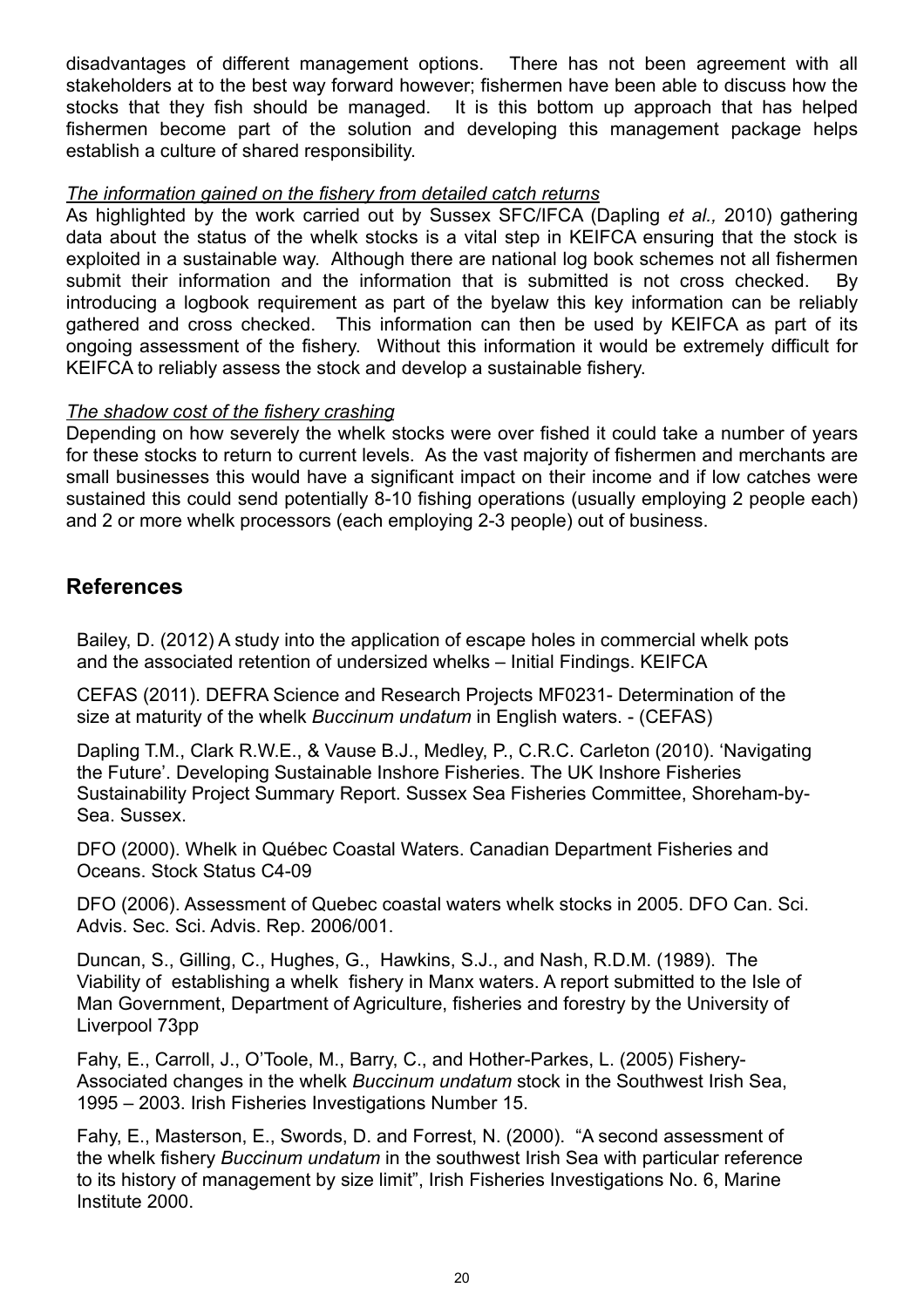disadvantages of different management options. There has not been agreement with all stakeholders at to the best way forward however; fishermen have been able to discuss how the stocks that they fish should be managed. It is this bottom up approach that has helped fishermen become part of the solution and developing this management package helps establish a culture of shared responsibility.

*The information gained on the fishery from detailed catch returns*

As highlighted by the work carried out by Sussex SFC/IFCA (Dapling *et al.,* 2010) gathering data about the status of the whelk stocks is a vital step in KEIFCA ensuring that the stock is exploited in a sustainable way. Although there are national log book schemes not all fishermen submit their information and the information that is submitted is not cross checked. By introducing a logbook requirement as part of the byelaw this key information can be reliably gathered and cross checked. This information can then be used by KEIFCA as part of its ongoing assessment of the fishery. Without this information it would be extremely difficult for KEIFCA to reliably assess the stock and develop a sustainable fishery.

*The shadow cost of the fishery crashing*

Depending on how severely the whelk stocks were over fished it could take a number of years for these stocks to return to current levels. As the vast majority of fishermen and merchants are small businesses this would have a significant impact on their income and if low catches were sustained this could send potentially 8-10 fishing operations (usually employing 2 people each) and 2 or more whelk processors (each employing 2-3 people) out of business.

## References

Bailey, D. (2012) A study into the application of escape holes in commercial whelk pots and the associated retention of undersized whelks – Initial Findings. KEIFCA

CEFAS (2011). DEFRA Science and Research Projects MF0231- Determination of the size at maturity of the whelk *Buccinum undatum* in English waters. - (CEFAS)

Dapling T.M., Clark R.W.E., & Vause B.J., Medley, P., C.R.C. Carleton (2010). 'Navigating the Future'. Developing Sustainable Inshore Fisheries. The UK Inshore Fisheries Sustainability Project Summary Report. Sussex Sea Fisheries Committee, Shoreham-by-Sea. Sussex.

DFO (2000). Whelk in Québec Coastal Waters. Canadian Department Fisheries and Oceans. Stock Status C4-09

DFO (2006). Assessment of Quebec coastal waters whelk stocks in 2005. DFO Can. Sci. Advis. Sec. Sci. Advis. Rep. 2006/001.

Duncan, S., Gilling, C., Hughes, G., Hawkins, S.J., and Nash, R.D.M. (1989). The Viability of establishing a whelk fishery in Manx waters. A report submitted to the Isle of Man Government, Department of Agriculture, fisheries and forestry by the University of Liverpool 73pp

Fahy, E., Carroll, J., O'Toole, M., Barry, C., and Hother-Parkes, L. (2005) Fishery-Associated changes in the whelk *Buccinum undatum* stock in the Southwest Irish Sea, 1995 – 2003. Irish Fisheries Investigations Number 15.

Fahy, E., Masterson, E., Swords, D. and Forrest, N. (2000). "A second assessment of the whelk fishery *Buccinum undatum* in the southwest Irish Sea with particular reference to its history of management by size limit", Irish Fisheries Investigations No. 6, Marine Institute 2000.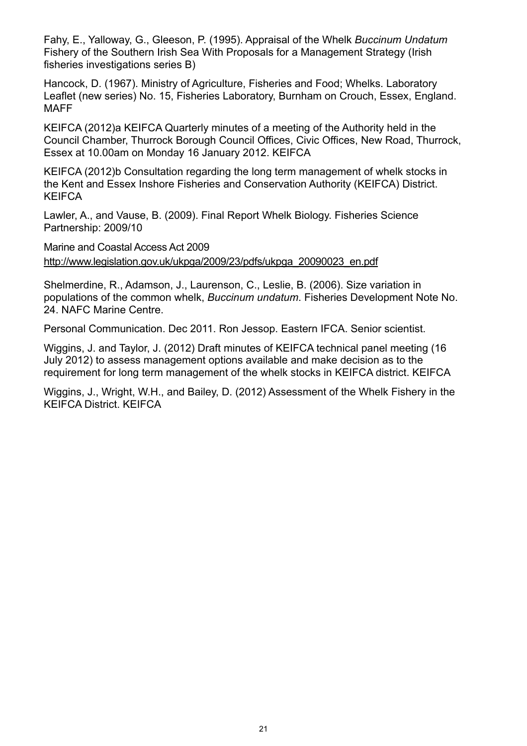Fahy, E., Yalloway, G., Gleeson, P. (1995). Appraisal of the Whelk *Buccinum Undatum* Fishery of the Southern Irish Sea With Proposals for a Management Strategy (Irish fisheries investigations series B)

Hancock, D. (1967). Ministry of Agriculture, Fisheries and Food; Whelks. Laboratory Leaflet (new series) No. 15, Fisheries Laboratory, Burnham on Crouch, Essex, England. MAFF

KEIFCA (2012)a KEIFCA Quarterly minutes of a meeting of the Authority held in the Council Chamber, Thurrock Borough Council Offices, Civic Offices, New Road, Thurrock, Essex at 10.00am on Monday 16 January 2012. KEIFCA

KEIFCA (2012)b Consultation regarding the long term management of whelk stocks in the Kent and Essex Inshore Fisheries and Conservation Authority (KEIFCA) District. KEIFCA

Lawler, A., and Vause, B. (2009). Final Report Whelk Biology. Fisheries Science Partnership: 2009/10

Marine and Coastal Access Act 2009
http://www.legislation.gov.uk/ukpga/2009/23/pdfs/ukpga_20090023_en.pdf

Shelmerdine, R., Adamson, J., Laurenson, C., Leslie, B. (2006). Size variation in populations of the common whelk, *Buccinum undatum*. Fisheries Development Note No. 24. NAFC Marine Centre.

Personal Communication. Dec 2011. Ron Jessop. Eastern IFCA. Senior scientist.

Wiggins, J. and Taylor, J. (2012) Draft minutes of KEIFCA technical panel meeting (16 July 2012) to assess management options available and make decision as to the requirement for long term management of the whelk stocks in KEIFCA district. KEIFCA

Wiggins, J., Wright, W.H., and Bailey, D. (2012) Assessment of the Whelk Fishery in the KEIFCA District. KEIFCA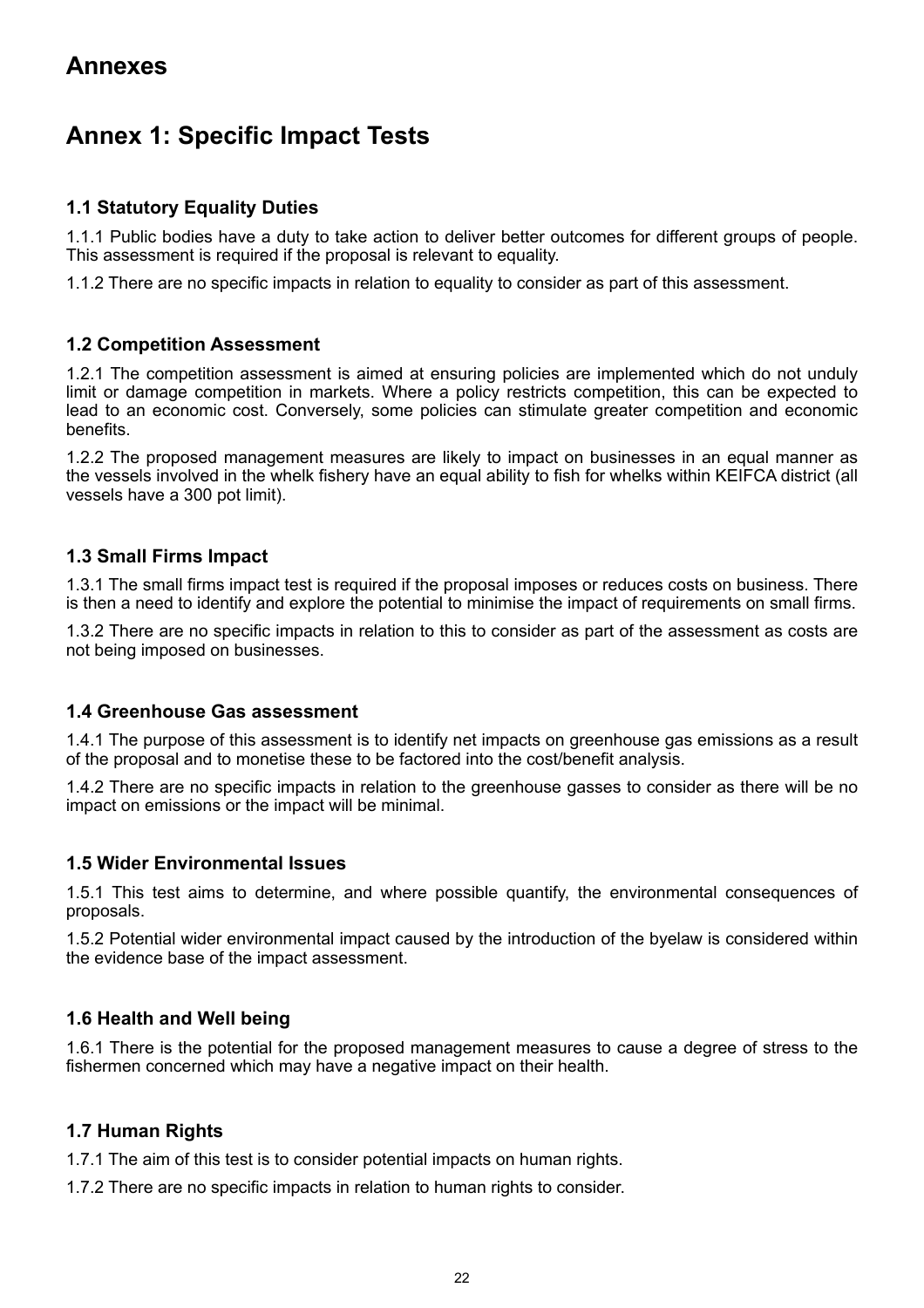# Annexes

## Annex 1: Specific Impact Tests

### 1.1 Statutory Equality Duties

1.1.1 Public bodies have a duty to take action to deliver better outcomes for different groups of people. This assessment is required if the proposal is relevant to equality.

1.1.2 There are no specific impacts in relation to equality to consider as part of this assessment.

### 1.2 Competition Assessment

1.2.1 The competition assessment is aimed at ensuring policies are implemented which do not unduly limit or damage competition in markets. Where a policy restricts competition, this can be expected to lead to an economic cost. Conversely, some policies can stimulate greater competition and economic benefits.

1.2.2 The proposed management measures are likely to impact on businesses in an equal manner as the vessels involved in the whelk fishery have an equal ability to fish for whelks within KEIFCA district (all vessels have a 300 pot limit).

### 1.3 Small Firms Impact

1.3.1 The small firms impact test is required if the proposal imposes or reduces costs on business. There is then a need to identify and explore the potential to minimise the impact of requirements on small firms.

1.3.2 There are no specific impacts in relation to this to consider as part of the assessment as costs are not being imposed on businesses.

### 1.4 Greenhouse Gas assessment

1.4.1 The purpose of this assessment is to identify net impacts on greenhouse gas emissions as a result of the proposal and to monetise these to be factored into the cost/benefit analysis.

1.4.2 There are no specific impacts in relation to the greenhouse gasses to consider as there will be no impact on emissions or the impact will be minimal.

### 1.5 Wider Environmental Issues

1.5.1 This test aims to determine, and where possible quantify, the environmental consequences of proposals.

1.5.2 Potential wider environmental impact caused by the introduction of the byelaw is considered within the evidence base of the impact assessment.

### 1.6 Health and Well being

1.6.1 There is the potential for the proposed management measures to cause a degree of stress to the fishermen concerned which may have a negative impact on their health.

### 1.7 Human Rights

1.7.1 The aim of this test is to consider potential impacts on human rights.

1.7.2 There are no specific impacts in relation to human rights to consider.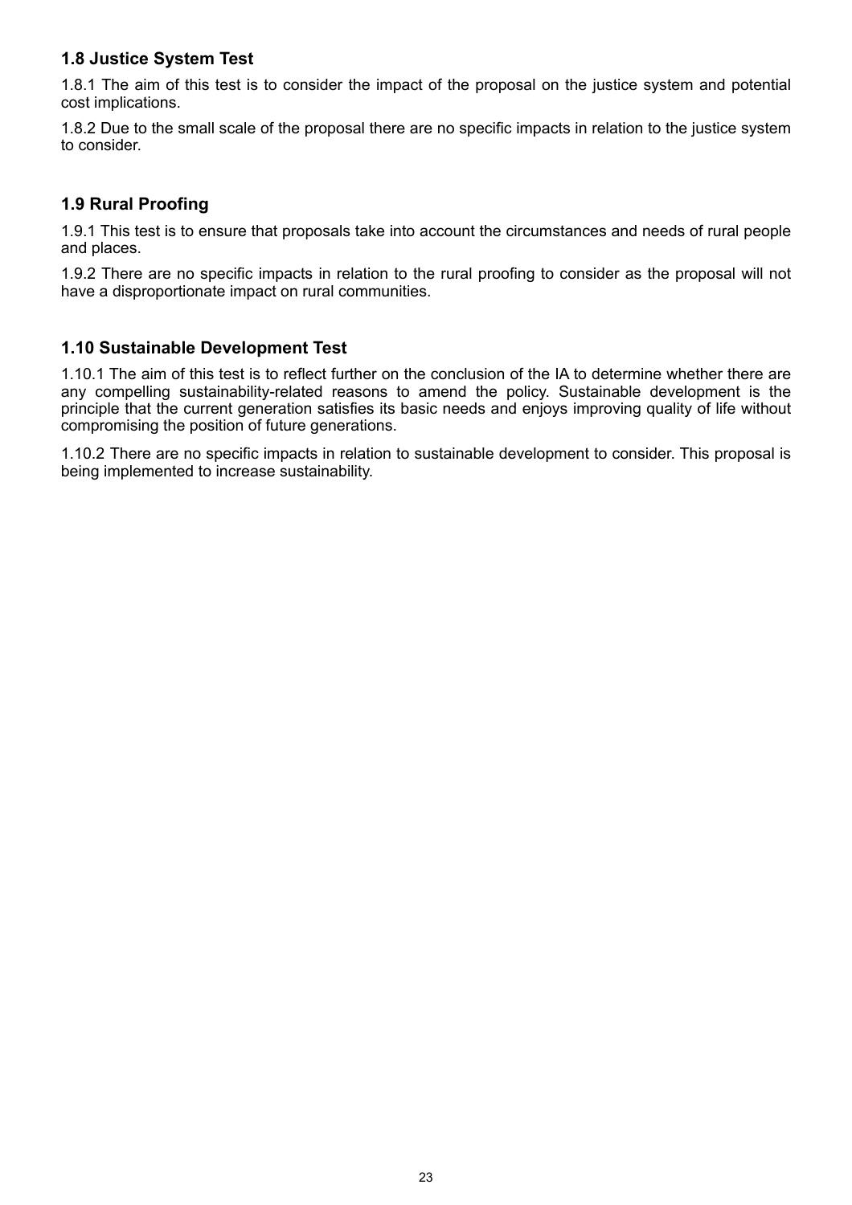### 1.8 Justice System Test

1.8.1 The aim of this test is to consider the impact of the proposal on the justice system and potential cost implications.

1.8.2 Due to the small scale of the proposal there are no specific impacts in relation to the justice system to consider.

### 1.9 Rural Proofing

1.9.1 This test is to ensure that proposals take into account the circumstances and needs of rural people and places.

1.9.2 There are no specific impacts in relation to the rural proofing to consider as the proposal will not have a disproportionate impact on rural communities.

### 1.10 Sustainable Development Test

1.10.1 The aim of this test is to reflect further on the conclusion of the IA to determine whether there are any compelling sustainability-related reasons to amend the policy. Sustainable development is the principle that the current generation satisfies its basic needs and enjoys improving quality of life without compromising the position of future generations.

1.10.2 There are no specific impacts in relation to sustainable development to consider. This proposal is being implemented to increase sustainability.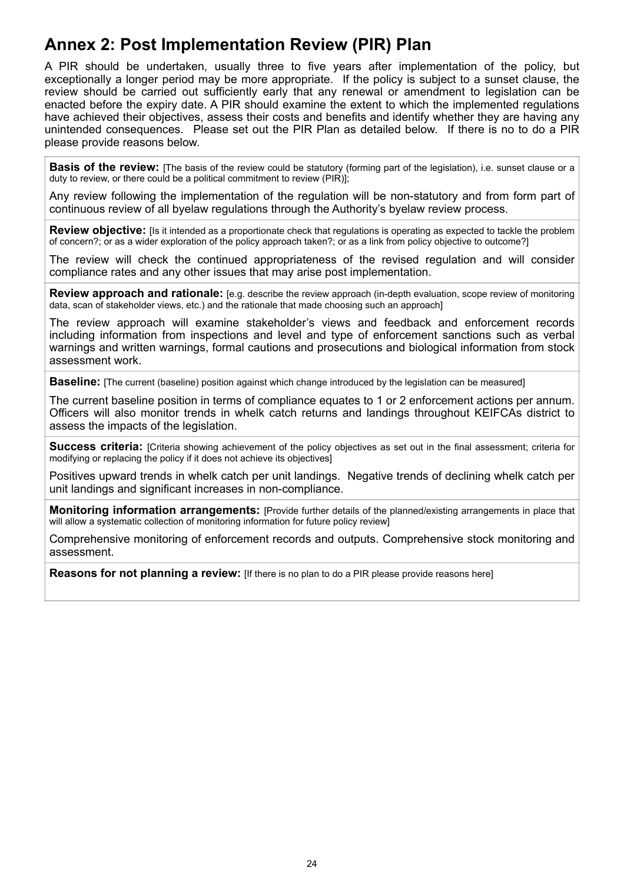## Annex 2: Post Implementation Review (PIR) Plan

A PIR should be undertaken, usually three to five years after implementation of the policy, but exceptionally a longer period may be more appropriate. If the policy is subject to a sunset clause, the review should be carried out sufficiently early that any renewal or amendment to legislation can be enacted before the expiry date. A PIR should examine the extent to which the implemented regulations have achieved their objectives, assess their costs and benefits and identify whether they are having any unintended consequences. Please set out the PIR Plan as detailed below. If there is no to do a PIR please provide reasons below.

**Basis of the review:** [The basis of the review could be statutory (forming part of the legislation), i.e. sunset clause or a duty to review, or there could be a political commitment to review (PIR)];

Any review following the implementation of the regulation will be non-statutory and from form part of continuous review of all byelaw regulations through the Authority's byelaw review process.

**Review objective:** [Is it intended as a proportionate check that regulations is operating as expected to tackle the problem of concern?; or as a wider exploration of the policy approach taken?; or as a link from policy objective to outcome?]

The review will check the continued appropriateness of the revised regulation and will consider compliance rates and any other issues that may arise post implementation.

**Review approach and rationale:** [e.g. describe the review approach (in-depth evaluation, scope review of monitoring data, scan of stakeholder views, etc.) and the rationale that made choosing such an approach]

The review approach will examine stakeholder's views and feedback and enforcement records including information from inspections and level and type of enforcement sanctions such as verbal warnings and written warnings, formal cautions and prosecutions and biological information from stock assessment work.

**Baseline:** [The current (baseline) position against which change introduced by the legislation can be measured]

The current baseline position in terms of compliance equates to 1 or 2 enforcement actions per annum. Officers will also monitor trends in whelk catch returns and landings throughout KEIFCAs district to assess the impacts of the legislation.

**Success criteria:** [Criteria showing achievement of the policy objectives as set out in the final assessment; criteria for modifying or replacing the policy if it does not achieve its objectives]

Positives upward trends in whelk catch per unit landings. Negative trends of declining whelk catch per unit landings and significant increases in non-compliance.

**Monitoring information arrangements:** [Provide further details of the planned/existing arrangements in place that will allow a systematic collection of monitoring information for future policy review]

Comprehensive monitoring of enforcement records and outputs. Comprehensive stock monitoring and assessment.

**Reasons for not planning a review:** [If there is no plan to do a PIR please provide reasons here]